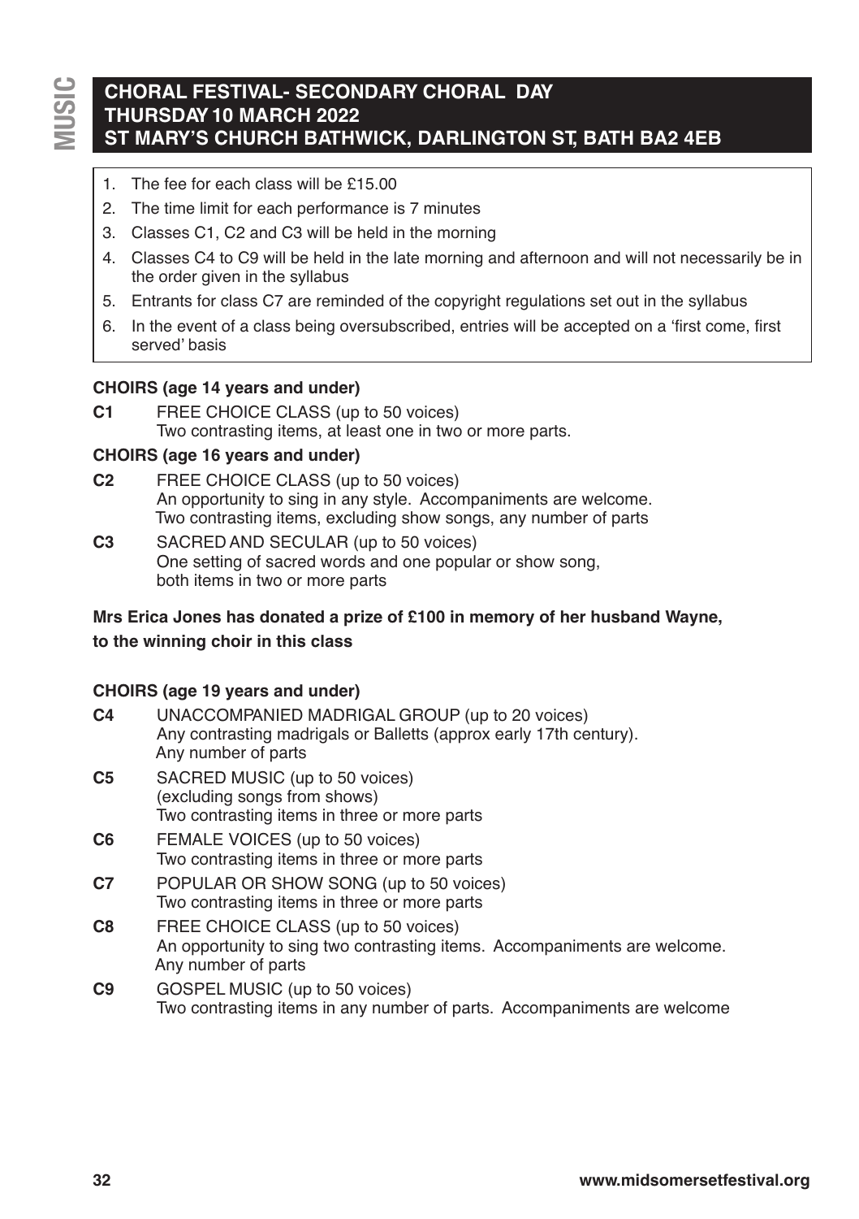## CHORAL FESTIVAL- SECONDARY CHORAL DAY
## THURSDAY 10 MARCH 2022
## ST MARY'S CHURCH BATHWICK, DARLINGTON ST, BATH BA2 4EB

1. The fee for each class will be £15.00
2. The time limit for each performance is 7 minutes
3. Classes C1, C2 and C3 will be held in the morning
4. Classes C4 to C9 will be held in the late morning and afternoon and will not necessarily be in the order given in the syllabus
5. Entrants for class C7 are reminded of the copyright regulations set out in the syllabus
6. In the event of a class being oversubscribed, entries will be accepted on a 'first come, first served' basis

**CHOIRS (age 14 years and under)**

**C1** FREE CHOICE CLASS (up to 50 voices)
Two contrasting items, at least one in two or more parts.

**CHOIRS (age 16 years and under)**

**C2** FREE CHOICE CLASS (up to 50 voices)
An opportunity to sing in any style. Accompaniments are welcome.
Two contrasting items, excluding show songs, any number of parts

**C3** SACRED AND SECULAR (up to 50 voices)
One setting of sacred words and one popular or show song, both items in two or more parts

**Mrs Erica Jones has donated a prize of £100 in memory of her husband Wayne, to the winning choir in this class**

**CHOIRS (age 19 years and under)**

**C4** UNACCOMPANIED MADRIGAL GROUP (up to 20 voices)
Any contrasting madrigals or Balletts (approx early 17th century).
Any number of parts

**C5** SACRED MUSIC (up to 50 voices)
(excluding songs from shows)
Two contrasting items in three or more parts

**C6** FEMALE VOICES (up to 50 voices)
Two contrasting items in three or more parts

**C7** POPULAR OR SHOW SONG (up to 50 voices)
Two contrasting items in three or more parts

**C8** FREE CHOICE CLASS (up to 50 voices)
An opportunity to sing two contrasting items. Accompaniments are welcome.
Any number of parts

**C9** GOSPEL MUSIC (up to 50 voices)
Two contrasting items in any number of parts. Accompaniments are welcome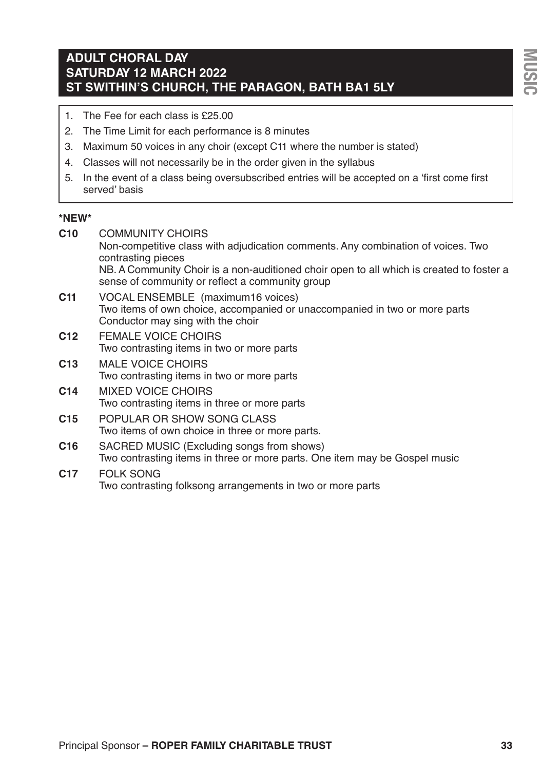## ADULT CHORAL DAY
## SATURDAY 12 MARCH 2022
## ST SWITHIN'S CHURCH, THE PARAGON, BATH BA1 5LY

1. The Fee for each class is £25.00
2. The Time Limit for each performance is 8 minutes
3. Maximum 50 voices in any choir (except C11 where the number is stated)
4. Classes will not necessarily be in the order given in the syllabus
5. In the event of a class being oversubscribed entries will be accepted on a 'first come first served' basis

**\*NEW\***

**C10** COMMUNITY CHOIRS
Non-competitive class with adjudication comments. Any combination of voices. Two contrasting pieces
NB. A Community Choir is a non-auditioned choir open to all which is created to foster a sense of community or reflect a community group

**C11** VOCAL ENSEMBLE (maximum16 voices)
Two items of own choice, accompanied or unaccompanied in two or more parts
Conductor may sing with the choir

**C12** FEMALE VOICE CHOIRS
Two contrasting items in two or more parts

**C13** MALE VOICE CHOIRS
Two contrasting items in two or more parts

**C14** MIXED VOICE CHOIRS
Two contrasting items in three or more parts

**C15** POPULAR OR SHOW SONG CLASS
Two items of own choice in three or more parts.

**C16** SACRED MUSIC (Excluding songs from shows)
Two contrasting items in three or more parts. One item may be Gospel music

**C17** FOLK SONG
Two contrasting folksong arrangements in two or more parts

Principal Sponsor **– ROPER FAMILY CHARITABLE TRUST**